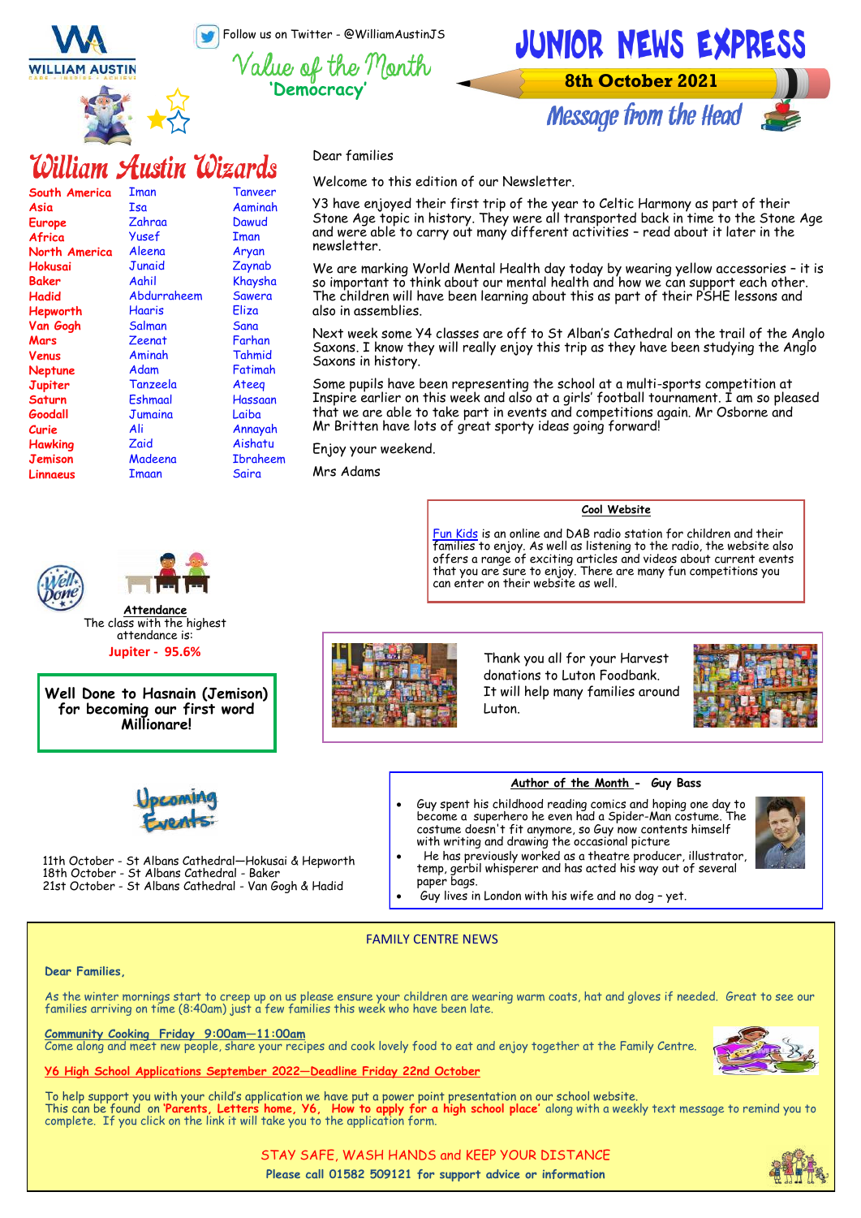# JUNIOR NEWS EXPRESS

Follow us on Twitter - @WilliamAustinJS

**Value of the Month**
**'Democracy'**

**8th October 2021**

## William Austin Wizards

| | | |
|---|---|---|
| South America | Iman | Tanveer |
| Asia | Isa | Aaminah |
| Europe | Zahraa | Dawud |
| Africa | Yusef | Iman |
| North America | Aleena | Aryan |
| Hokusai | Junaid | Zaynab |
| Baker | Aahil | Khaysha |
| Hadid | Abdurraheem | Sawera |
| Hepworth | Haaris | Eliza |
| Van Gogh | Salman | Sana |
| Mars | Zeenat | Farhan |
| Venus | Aminah | Tahmid |
| Neptune | Adam | Fatimah |
| Jupiter | Tanzeela | Ateeq |
| Saturn | Eshmaal | Hassaan |
| Goodall | Jumaina | Laiba |
| Curie | Ali | Annayah |
| Hawking | Zaid | Aishatu |
| Jemison | Madeena | Ibraheem |
| Linnaeus | Imaan | Saira |

## Message from the Head

Dear families

Welcome to this edition of our Newsletter.

Y3 have enjoyed their first trip of the year to Celtic Harmony as part of their Stone Age topic in history. They were all transported back in time to the Stone Age and were able to carry out many different activities – read about it later in the newsletter.

We are marking World Mental Health day today by wearing yellow accessories – it is so important to think about our mental health and how we can support each other. The children will have been learning about this as part of their PSHE lessons and also in assemblies.

Next week some Y4 classes are off to St Alban's Cathedral on the trail of the Anglo Saxons. I know they will really enjoy this trip as they have been studying the Anglo Saxons in history.

Some pupils have been representing the school at a multi-sports competition at Inspire earlier on this week and also at a girls' football tournament. I am so pleased that we are able to take part in events and competitions again. Mr Osborne and Mr Britten have lots of great sporty ideas going forward!

Enjoy your weekend.

Mrs Adams

**Cool Website**

Fun Kids is an online and DAB radio station for children and their families to enjoy. As well as listening to the radio, the website also offers a range of exciting articles and videos about current events that you are sure to enjoy. There are many fun competitions you can enter on their website as well.

**Attendance**

The class with the highest attendance is:

**Jupiter - 95.6%**

**Well Done to Hasnain (Jemison) for becoming our first word Millionare!**

Thank you all for your Harvest donations to Luton Foodbank. It will help many families around Luton.

**Upcoming Events:**

11th October - St Albans Cathedral—Hokusai & Hepworth
18th October - St Albans Cathedral - Baker
21st October - St Albans Cathedral - Van Gogh & Hadid

**Author of the Month - Guy Bass**

- Guy spent his childhood reading comics and hoping one day to become a superhero he even had a Spider-Man costume. The costume doesn't fit anymore, so Guy now contents himself with writing and drawing the occasional picture
- He has previously worked as a theatre producer, illustrator, temp, gerbil whisperer and has acted his way out of several paper bags.
- Guy lives in London with his wife and no dog – yet.

## FAMILY CENTRE NEWS

**Dear Families,**

As the winter mornings start to creep up on us please ensure your children are wearing warm coats, hat and gloves if needed. Great to see our families arriving on time (8:40am) just a few families this week who have been late.

**Community Cooking Friday 9:00am—11:00am**
Come along and meet new people, share your recipes and cook lovely food to eat and enjoy together at the Family Centre.

**Y6 High School Applications September 2022—Deadline Friday 22nd October**

To help support you with your child's application we have put a power point presentation on our school website.
This can be found on **'Parents, Letters home, Y6, How to apply for a high school place'** along with a weekly text message to remind you to complete. If you click on the link it will take you to the application form.

STAY SAFE, WASH HANDS and KEEP YOUR DISTANCE

**Please call 01582 509121 for support advice or information**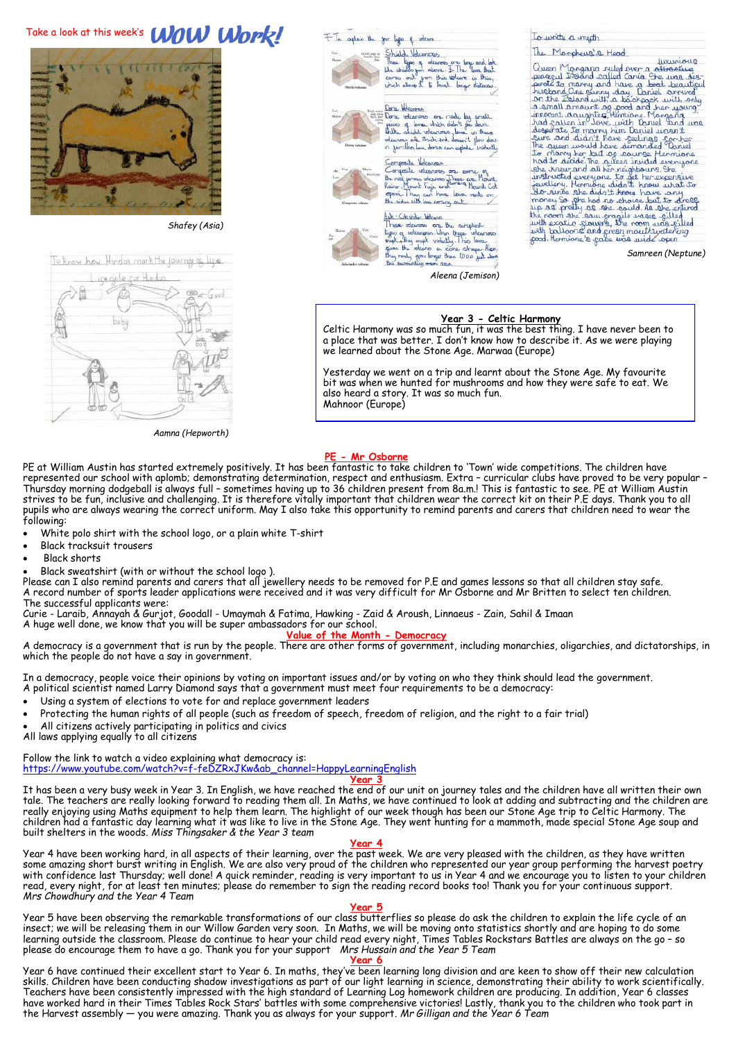Take a look at this week's **WOW Work!**

Shafey (Asia)

Aleena (Jemison)

Samreen (Neptune)

Aamna (Hepworth)

**Year 3 - Celtic Harmony**

Celtic Harmony was so much fun, it was the best thing. I have never been to a place that was better. I don't know how to describe it. As we were playing we learned about the Stone Age. Marwaa (Europe)

Yesterday we went on a trip and learnt about the Stone Age. My favourite bit was when we hunted for mushrooms and how they were safe to eat. We also heard a story. It was so much fun.
Mahnoor (Europe)

## PE - Mr Osborne

PE at William Austin has started extremely positively. It has been fantastic to take children to 'Town' wide competitions. The children have represented our school with aplomb; demonstrating determination, respect and enthusiasm. Extra – curricular clubs have proved to be very popular – Thursday morning dodgeball is always full – sometimes having up to 36 children present from 8a.m.! This is fantastic to see. PE at William Austin strives to be fun, inclusive and challenging. It is therefore vitally important that children wear the correct kit on their P.E days. Thank you to all pupils who are always wearing the correct uniform. May I also take this opportunity to remind parents and carers that children need to wear the following:

- White polo shirt with the school logo, or a plain white T-shirt
- Black tracksuit trousers
- Black shorts
- Black sweatshirt (with or without the school logo ).

Please can I also remind parents and carers that all jewellery needs to be removed for P.E and games lessons so that all children stay safe.
A record number of sports leader applications were received and it was very difficult for Mr Osborne and Mr Britten to select ten children.
The successful applicants were:
Curie - Laraib, Annayah & Gurjot, Goodall - Umaymah & Fatima, Hawking - Zaid & Aroush, Linnaeus - Zain, Sahil & Imaan
A huge well done, we know that you will be super ambassadors for our school.

## Value of the Month - Democracy

A democracy is a government that is run by the people. There are other forms of government, including monarchies, oligarchies, and dictatorships, in which the people do not have a say in government.

In a democracy, people voice their opinions by voting on important issues and/or by voting on who they think should lead the government.
A political scientist named Larry Diamond says that a government must meet four requirements to be a democracy:

- Using a system of elections to vote for and replace government leaders
- Protecting the human rights of all people (such as freedom of speech, freedom of religion, and the right to a fair trial)
- All citizens actively participating in politics and civics

All laws applying equally to all citizens

Follow the link to watch a video explaining what democracy is:
https://www.youtube.com/watch?v=f-feDZRxJKw&ab_channel=HappyLearningEnglish

## Year 3

It has been a very busy week in Year 3. In English, we have reached the end of our unit on journey tales and the children have all written their own tale. The teachers are really looking forward to reading them all. In Maths, we have continued to look at adding and subtracting and the children are really enjoying using Maths equipment to help them learn. The highlight of our week though has been our Stone Age trip to Celtic Harmony. The children had a fantastic day learning what it was like to live in the Stone Age. They went hunting for a mammoth, made special Stone Age soup and built shelters in the woods. *Miss Thingsaker & the Year 3 team*

## Year 4

Year 4 have been working hard, in all aspects of their learning, over the past week. We are very pleased with the children, as they have written some amazing short burst writing in English. We are also very proud of the children who represented our year group performing the harvest poetry with confidence last Thursday; well done! A quick reminder, reading is very important to us in Year 4 and we encourage you to listen to your children read, every night, for at least ten minutes; please do remember to sign the reading record books too! Thank you for your continuous support.
*Mrs Chowdhury and the Year 4 Team*

## Year 5

Year 5 have been observing the remarkable transformations of our class butterflies so please do ask the children to explain the life cycle of an insect; we will be releasing them in our Willow Garden very soon. In Maths, we will be moving onto statistics shortly and are hoping to do some learning outside the classroom. Please do continue to hear your child read every night, Times Tables Rockstars Battles are always on the go – so please do encourage them to have a go. Thank you for your support *Mrs Hussain and the Year 5 Team*

## Year 6

Year 6 have continued their excellent start to Year 6. In maths, they've been learning long division and are keen to show off their new calculation skills. Children have been conducting shadow investigations as part of our light learning in science, demonstrating their ability to work scientifically. Teachers have been consistently impressed with the high standard of Learning Log homework children are producing. In addition, Year 6 classes have worked hard in their Times Tables Rock Stars' battles with some comprehensive victories! Lastly, thank you to the children who took part in the Harvest assembly — you were amazing. Thank you for your support as always. *Mr Gilligan and the Year 6 Team*